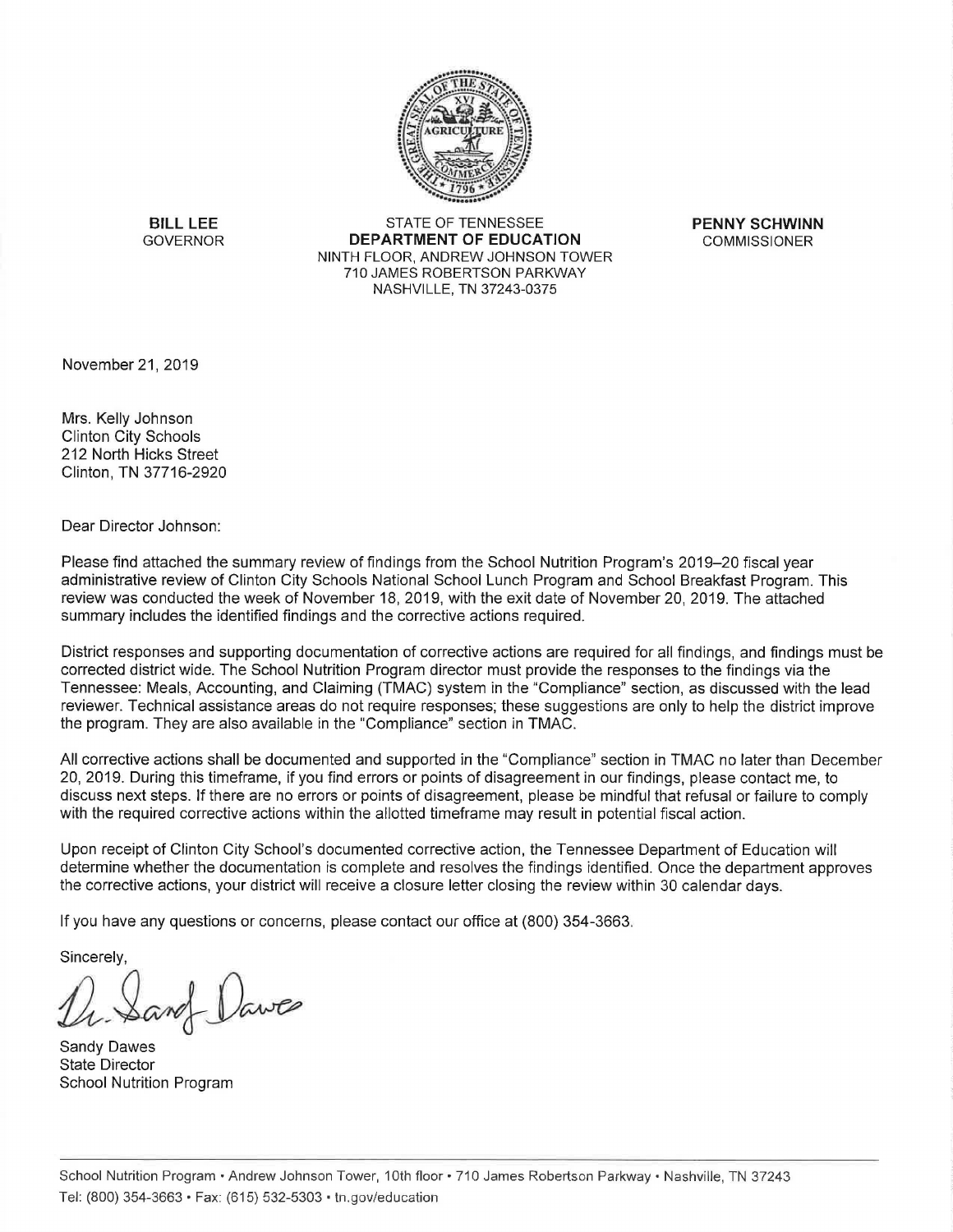**BILL LEE**
GOVERNOR

STATE OF TENNESSEE
**DEPARTMENT OF EDUCATION**
NINTH FLOOR, ANDREW JOHNSON TOWER
710 JAMES ROBERTSON PARKWAY
NASHVILLE, TN 37243-0375

**PENNY SCHWINN**
COMMISSIONER

November 21, 2019

Mrs. Kelly Johnson
Clinton City Schools
212 North Hicks Street
Clinton, TN 37716-2920

Dear Director Johnson:

Please find attached the summary review of findings from the School Nutrition Program's 2019–20 fiscal year administrative review of Clinton City Schools National School Lunch Program and School Breakfast Program. This review was conducted the week of November 18, 2019, with the exit date of November 20, 2019. The attached summary includes the identified findings and the corrective actions required.

District responses and supporting documentation of corrective actions are required for all findings, and findings must be corrected district wide. The School Nutrition Program director must provide the responses to the findings via the Tennessee: Meals, Accounting, and Claiming (TMAC) system in the "Compliance" section, as discussed with the lead reviewer. Technical assistance areas do not require responses; these suggestions are only to help the district improve the program. They are also available in the "Compliance" section in TMAC.

All corrective actions shall be documented and supported in the "Compliance" section in TMAC no later than December 20, 2019. During this timeframe, if you find errors or points of disagreement in our findings, please contact me, to discuss next steps. If there are no errors or points of disagreement, please be mindful that refusal or failure to comply with the required corrective actions within the allotted timeframe may result in potential fiscal action.

Upon receipt of Clinton City School's documented corrective action, the Tennessee Department of Education will determine whether the documentation is complete and resolves the findings identified. Once the department approves the corrective actions, your district will receive a closure letter closing the review within 30 calendar days.

If you have any questions or concerns, please contact our office at (800) 354-3663.

Sincerely,

Dr. Sandy Dawes

Sandy Dawes
State Director
School Nutrition Program

School Nutrition Program • Andrew Johnson Tower, 10th floor • 710 James Robertson Parkway • Nashville, TN 37243
Tel: (800) 354-3663 • Fax: (615) 532-5303 • tn.gov/education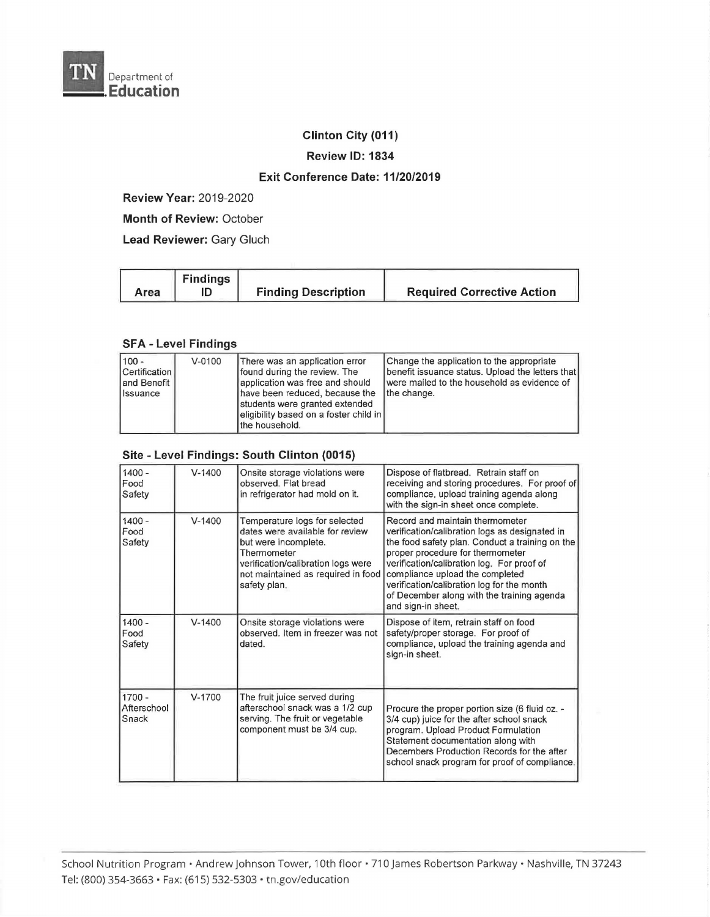**Clinton City (011)**

**Review ID: 1834**

**Exit Conference Date: 11/20/2019**

**Review Year:** 2019-2020

**Month of Review:** October

**Lead Reviewer:** Gary Gluch

### SFA - Level Findings

| Area | Findings ID | Finding Description | Required Corrective Action |
|---|---|---|---|
| 100 - Certification and Benefit Issuance | V-0100 | There was an application error found during the review. The application was free and should have been reduced, because the students were granted extended eligibility based on a foster child in the household. | Change the application to the appropriate benefit issuance status. Upload the letters that were mailed to the household as evidence of the change. |

### Site - Level Findings: South Clinton (0015)

| Area | Findings ID | Finding Description | Required Corrective Action |
|---|---|---|---|
| 1400 - Food Safety | V-1400 | Onsite storage violations were observed. Flat bread in refrigerator had mold on it. | Dispose of flatbread. Retrain staff on receiving and storing procedures. For proof of compliance, upload training agenda along with the sign-in sheet once complete. |
| 1400 - Food Safety | V-1400 | Temperature logs for selected dates were available for review but were incomplete. Thermometer verification/calibration logs were not maintained as required in food safety plan. | Record and maintain thermometer verification/calibration logs as designated in the food safety plan. Conduct a training on the proper procedure for thermometer verification/calibration log. For proof of compliance upload the completed verification/calibration log for the month of December along with the training agenda and sign-in sheet. |
| 1400 - Food Safety | V-1400 | Onsite storage violations were observed. Item in freezer was not dated. | Dispose of item, retrain staff on food safety/proper storage. For proof of compliance, upload the training agenda and sign-in sheet. |
| 1700 - Afterschool Snack | V-1700 | The fruit juice served during afterschool snack was a 1/2 cup serving. The fruit or vegetable component must be 3/4 cup. | Procure the proper portion size (6 fluid oz. - 3/4 cup) juice for the after school snack program. Upload Product Formulation Statement documentation along with Decembers Production Records for the after school snack program for proof of compliance. |